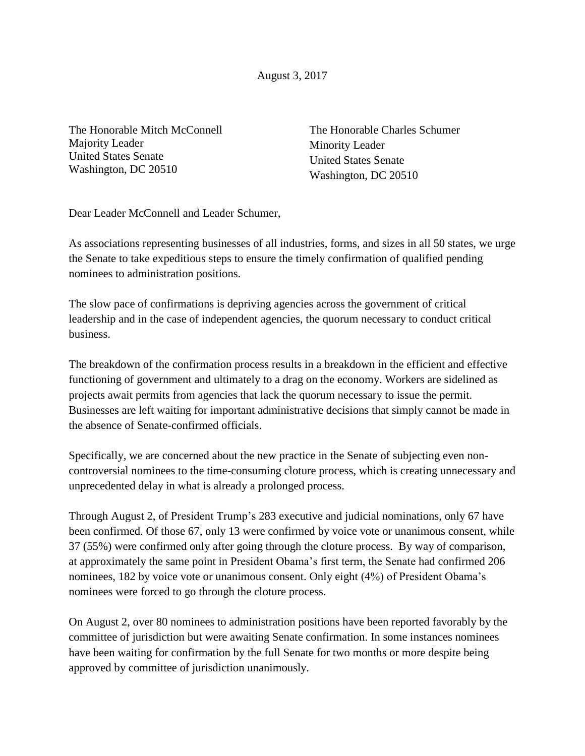August 3, 2017

The Honorable Mitch McConnell
Majority Leader
United States Senate
Washington, DC 20510

The Honorable Charles Schumer
Minority Leader
United States Senate
Washington, DC 20510

Dear Leader McConnell and Leader Schumer,

As associations representing businesses of all industries, forms, and sizes in all 50 states, we urge the Senate to take expeditious steps to ensure the timely confirmation of qualified pending nominees to administration positions.

The slow pace of confirmations is depriving agencies across the government of critical leadership and in the case of independent agencies, the quorum necessary to conduct critical business.

The breakdown of the confirmation process results in a breakdown in the efficient and effective functioning of government and ultimately to a drag on the economy. Workers are sidelined as projects await permits from agencies that lack the quorum necessary to issue the permit. Businesses are left waiting for important administrative decisions that simply cannot be made in the absence of Senate-confirmed officials.

Specifically, we are concerned about the new practice in the Senate of subjecting even non-controversial nominees to the time-consuming cloture process, which is creating unnecessary and unprecedented delay in what is already a prolonged process.

Through August 2, of President Trump's 283 executive and judicial nominations, only 67 have been confirmed. Of those 67, only 13 were confirmed by voice vote or unanimous consent, while 37 (55%) were confirmed only after going through the cloture process. By way of comparison, at approximately the same point in President Obama's first term, the Senate had confirmed 206 nominees, 182 by voice vote or unanimous consent. Only eight (4%) of President Obama's nominees were forced to go through the cloture process.

On August 2, over 80 nominees to administration positions have been reported favorably by the committee of jurisdiction but were awaiting Senate confirmation. In some instances nominees have been waiting for confirmation by the full Senate for two months or more despite being approved by committee of jurisdiction unanimously.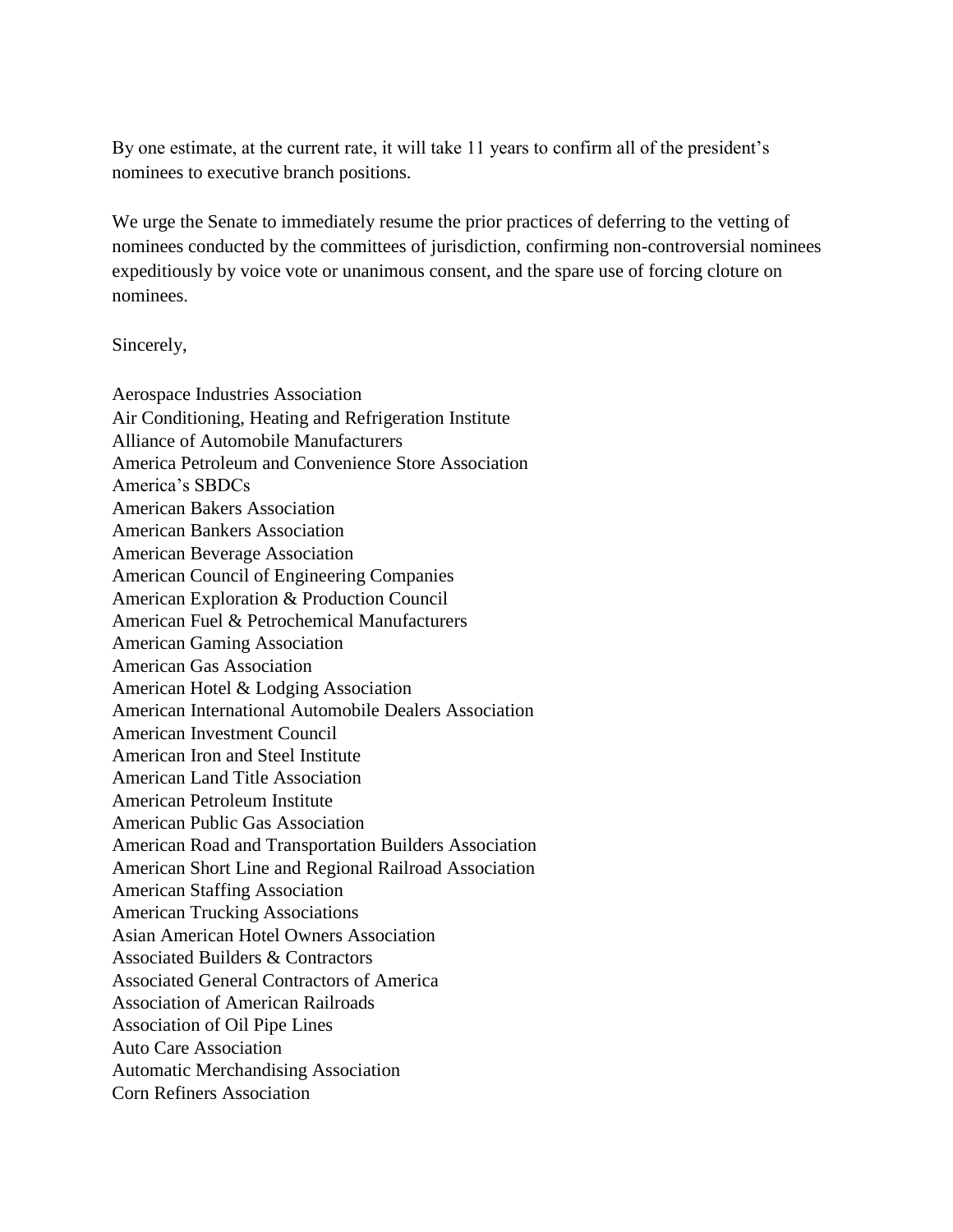By one estimate, at the current rate, it will take 11 years to confirm all of the president's nominees to executive branch positions.

We urge the Senate to immediately resume the prior practices of deferring to the vetting of nominees conducted by the committees of jurisdiction, confirming non-controversial nominees expeditiously by voice vote or unanimous consent, and the spare use of forcing cloture on nominees.

Sincerely,

Aerospace Industries Association
Air Conditioning, Heating and Refrigeration Institute
Alliance of Automobile Manufacturers
America Petroleum and Convenience Store Association
America's SBDCs
American Bakers Association
American Bankers Association
American Beverage Association
American Council of Engineering Companies
American Exploration & Production Council
American Fuel & Petrochemical Manufacturers
American Gaming Association
American Gas Association
American Hotel & Lodging Association
American International Automobile Dealers Association
American Investment Council
American Iron and Steel Institute
American Land Title Association
American Petroleum Institute
American Public Gas Association
American Road and Transportation Builders Association
American Short Line and Regional Railroad Association
American Staffing Association
American Trucking Associations
Asian American Hotel Owners Association
Associated Builders & Contractors
Associated General Contractors of America
Association of American Railroads
Association of Oil Pipe Lines
Auto Care Association
Automatic Merchandising Association
Corn Refiners Association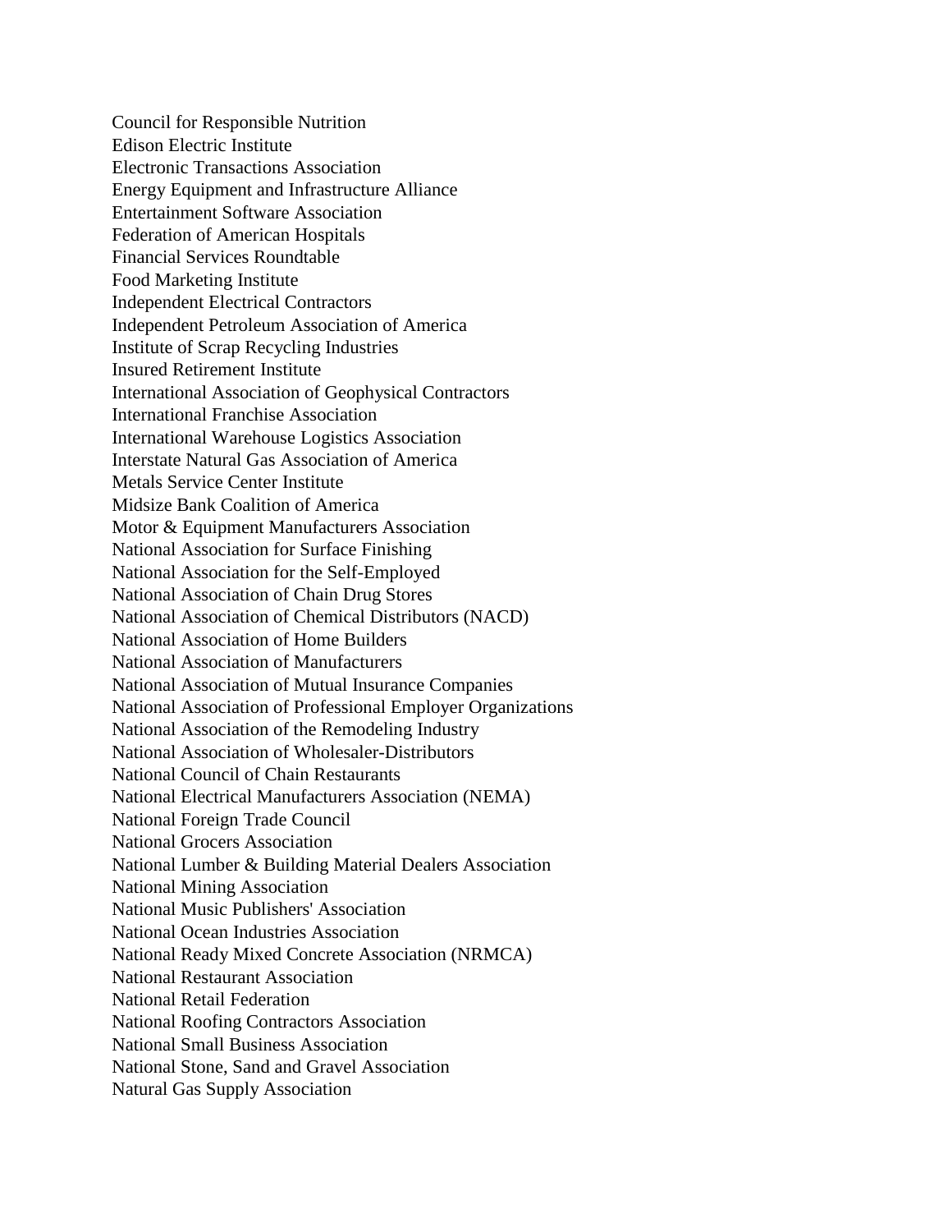Council for Responsible Nutrition
Edison Electric Institute
Electronic Transactions Association
Energy Equipment and Infrastructure Alliance
Entertainment Software Association
Federation of American Hospitals
Financial Services Roundtable
Food Marketing Institute
Independent Electrical Contractors
Independent Petroleum Association of America
Institute of Scrap Recycling Industries
Insured Retirement Institute
International Association of Geophysical Contractors
International Franchise Association
International Warehouse Logistics Association
Interstate Natural Gas Association of America
Metals Service Center Institute
Midsize Bank Coalition of America
Motor & Equipment Manufacturers Association
National Association for Surface Finishing
National Association for the Self-Employed
National Association of Chain Drug Stores
National Association of Chemical Distributors (NACD)
National Association of Home Builders
National Association of Manufacturers
National Association of Mutual Insurance Companies
National Association of Professional Employer Organizations
National Association of the Remodeling Industry
National Association of Wholesaler-Distributors
National Council of Chain Restaurants
National Electrical Manufacturers Association (NEMA)
National Foreign Trade Council
National Grocers Association
National Lumber & Building Material Dealers Association
National Mining Association
National Music Publishers' Association
National Ocean Industries Association
National Ready Mixed Concrete Association (NRMCA)
National Restaurant Association
National Retail Federation
National Roofing Contractors Association
National Small Business Association
National Stone, Sand and Gravel Association
Natural Gas Supply Association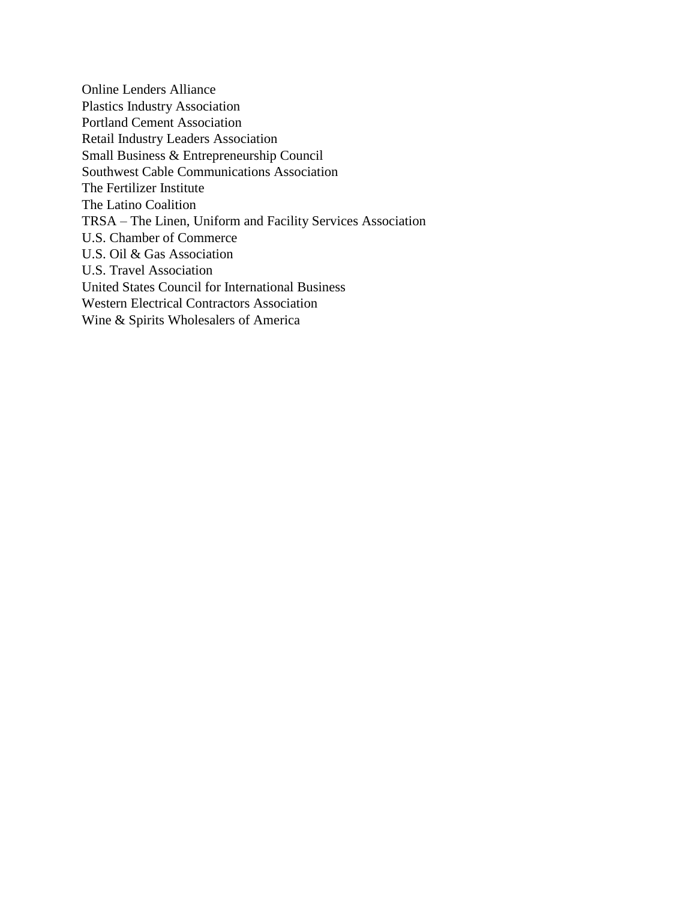Online Lenders Alliance
Plastics Industry Association
Portland Cement Association
Retail Industry Leaders Association
Small Business & Entrepreneurship Council
Southwest Cable Communications Association
The Fertilizer Institute
The Latino Coalition
TRSA – The Linen, Uniform and Facility Services Association
U.S. Chamber of Commerce
U.S. Oil & Gas Association
U.S. Travel Association
United States Council for International Business
Western Electrical Contractors Association
Wine & Spirits Wholesalers of America